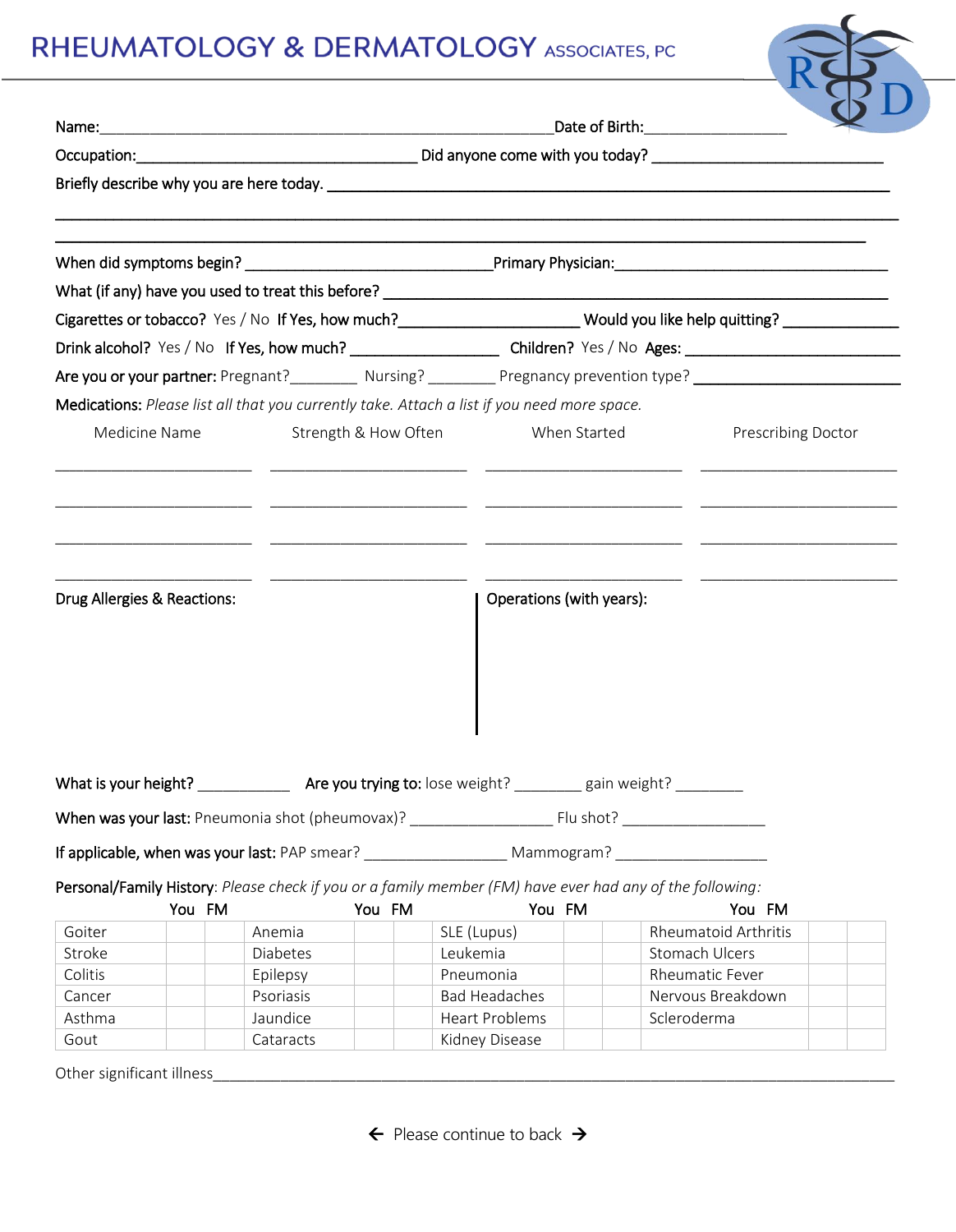# RHEUMATOLOGY & DERMATOLOGY ASSOCIATES, PC

Name:_______________________________________________ Date of Birth:_______________

Occupation:______________________________ Did anyone come with you today? _________________________

Briefly describe why you are here today. ___________________________________________________________

_______________________________________________________________________________________________

_______________________________________________________________________________________________

When did symptoms begin? __________________________ Primary Physician:_____________________________

What (if any) have you used to treat this before? ______________________________________________________

Cigarettes or tobacco? Yes / No If Yes, how much?___________________ Would you like help quitting? ____________

Drink alcohol? Yes / No If Yes, how much? ________________ Children? Yes / No Ages: _______________________

Are you or your partner: Pregnant?________ Nursing? ________ Pregnancy prevention type? ____________________

**Medications:** *Please list all that you currently take. Attach a list if you need more space.*

| Medicine Name | Strength & How Often | When Started | Prescribing Doctor |
|---|---|---|---|
| | | | |
| | | | |
| | | | |
| | | | |

| Drug Allergies & Reactions: | Operations (with years): |
|---|---|
| | |

What is your height? ___________ Are you trying to: lose weight? ________ gain weight? ________

When was your last: Pneumonia shot (pheumovax)? ________________ Flu shot? ________________

If applicable, when was your last: PAP smear? ________________ Mammogram? ________________

**Personal/Family History**: *Please check if you or a family member (FM) have ever had any of the following:*

| | You | FM | | You | FM | | You | FM | | You | FM |
|---|---|---|---|---|---|---|---|---|---|---|---|
| Goiter | | | Anemia | | | SLE (Lupus) | | | Rheumatoid Arthritis | | |
| Stroke | | | Diabetes | | | Leukemia | | | Stomach Ulcers | | |
| Colitis | | | Epilepsy | | | Pneumonia | | | Rheumatic Fever | | |
| Cancer | | | Psoriasis | | | Bad Headaches | | | Nervous Breakdown | | |
| Asthma | | | Jaundice | | | Heart Problems | | | Scleroderma | | |
| Gout | | | Cataracts | | | Kidney Disease | | | | | |

Other significant illness_______________________________________________________________________________

← Please continue to back →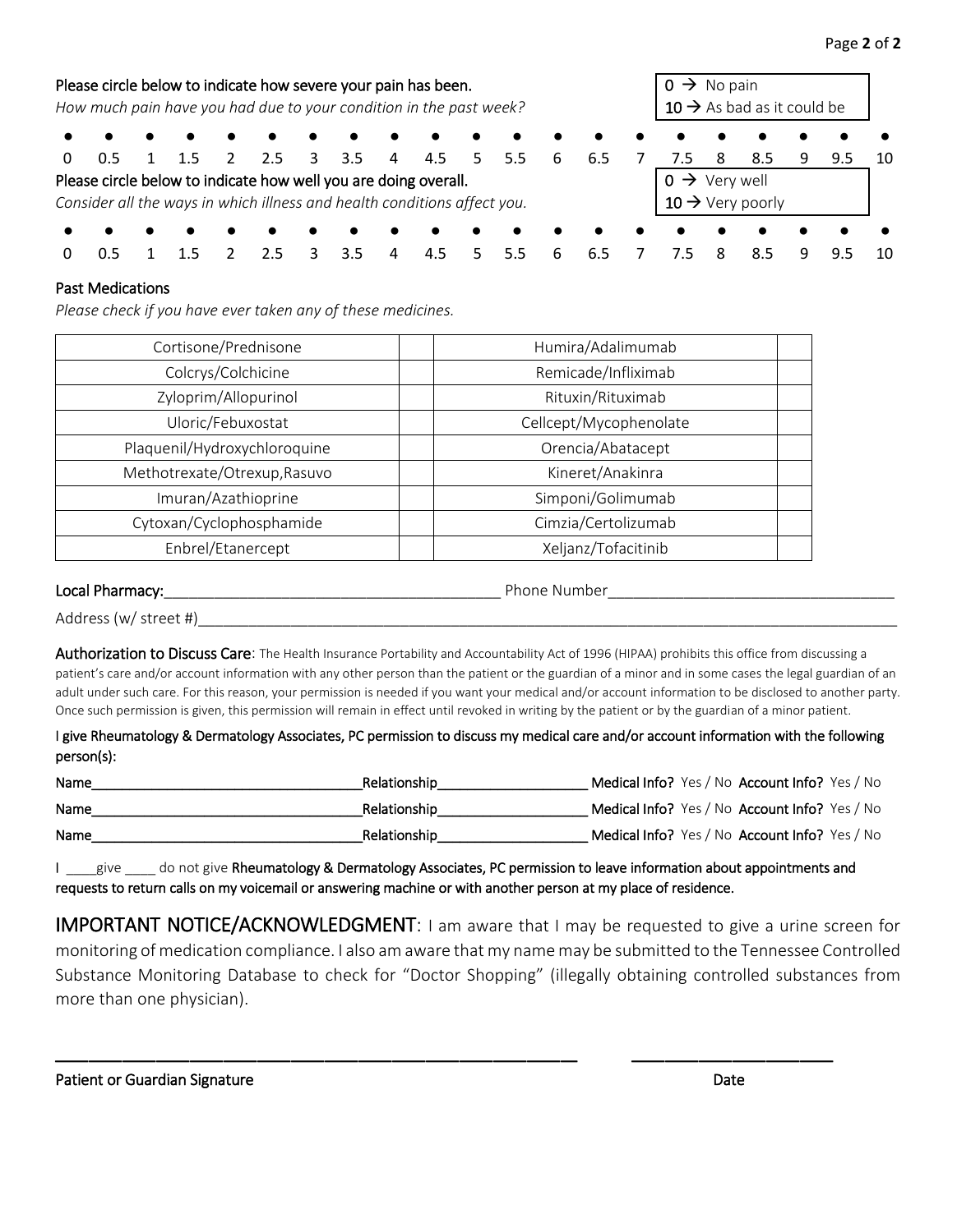**Please circle below to indicate how severe your pain has been.**

*How much pain have you had due to your condition in the past week?*

0 → No pain
10 → As bad as it could be

● ● ● ● ● ● ● ● ● ● ● ● ● ● ● ● ● ● ● ● ●

0 0.5 1 1.5 2 2.5 3 3.5 4 4.5 5 5.5 6 6.5 7 7.5 8 8.5 9 9.5 10

**Please circle below to indicate how well you are doing overall.**

*Consider all the ways in which illness and health conditions affect you.*

0 → Very well
10 → Very poorly

● ● ● ● ● ● ● ● ● ● ● ● ● ● ● ● ● ● ● ● ●

0 0.5 1 1.5 2 2.5 3 3.5 4 4.5 5 5.5 6 6.5 7 7.5 8 8.5 9 9.5 10

**Past Medications**

*Please check if you have ever taken any of these medicines.*

| | | | |
|---|---|---|---|
| Cortisone/Prednisone | | Humira/Adalimumab | |
| Colcrys/Colchicine | | Remicade/Infliximab | |
| Zyloprim/Allopurinol | | Rituxin/Rituximab | |
| Uloric/Febuxostat | | Cellcept/Mycophenolate | |
| Plaquenil/Hydroxychloroquine | | Orencia/Abatacept | |
| Methotrexate/Otrexup,Rasuvo | | Kineret/Anakinra | |
| Imuran/Azathioprine | | Simponi/Golimumab | |
| Cytoxan/Cyclophosphamide | | Cimzia/Certolizumab | |
| Enbrel/Etanercept | | Xeljanz/Tofacitinib | |

**Local Pharmacy:**_______________________________________ Phone Number__________________________________

Address (w/ street #)_________________________________________________________________________________

**Authorization to Discuss Care**: The Health Insurance Portability and Accountability Act of 1996 (HIPAA) prohibits this office from discussing a patient's care and/or account information with any other person than the patient or the guardian of a minor and in some cases the legal guardian of an adult under such care. For this reason, your permission is needed if you want your medical and/or account information to be disclosed to another party. Once such permission is given, this permission will remain in effect until revoked in writing by the patient or by the guardian of a minor patient.

**I give Rheumatology & Dermatology Associates, PC permission to discuss my medical care and/or account information with the following person(s):**

**Name**__________________________________ **Relationship**___________________ **Medical Info?** Yes / No **Account Info?** Yes / No

**Name**__________________________________ **Relationship**___________________ **Medical Info?** Yes / No **Account Info?** Yes / No

**Name**__________________________________ **Relationship**___________________ **Medical Info?** Yes / No **Account Info?** Yes / No

I ____give ____ do not give **Rheumatology & Dermatology Associates, PC permission to leave information about appointments and requests to return calls on my voicemail or answering machine or with another person at my place of residence.**

**IMPORTANT NOTICE/ACKNOWLEDGMENT**: I am aware that I may be requested to give a urine screen for monitoring of medication compliance. I also am aware that my name may be submitted to the Tennessee Controlled Substance Monitoring Database to check for "Doctor Shopping" (illegally obtaining controlled substances from more than one physician).

_________________________________________________________ ______________________

**Patient or Guardian Signature** **Date**